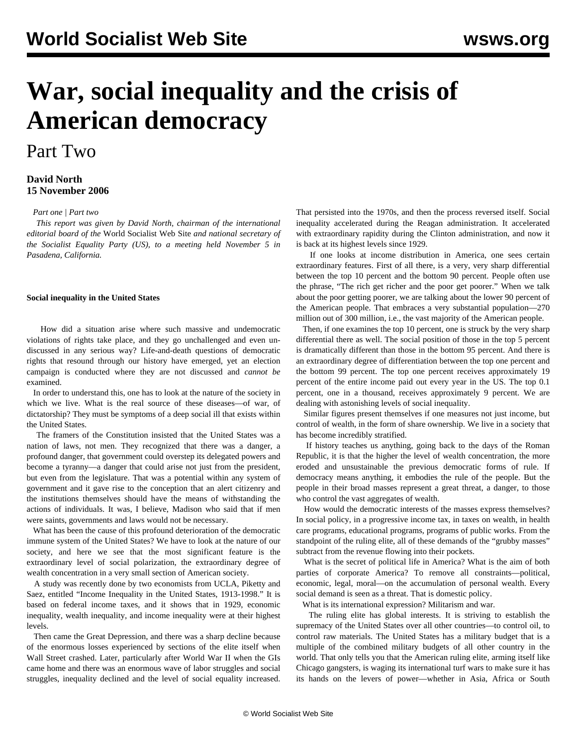# War, social inequality and the crisis of American democracy

## Part Two

**David North**
**15 November 2006**

*Part one | Part two*

*This report was given by David North, chairman of the international editorial board of the* World Socialist Web Site *and national secretary of the Socialist Equality Party (US), to a meeting held November 5 in Pasadena, California.*

### Social inequality in the United States

How did a situation arise where such massive and undemocratic violations of rights take place, and they go unchallenged and even un-discussed in any serious way? Life-and-death questions of democratic rights that resound through our history have emerged, yet an election campaign is conducted where they are not discussed and *cannot be* examined.

In order to understand this, one has to look at the nature of the society in which we live. What is the real source of these diseases—of war, of dictatorship? They must be symptoms of a deep social ill that exists within the United States.

The framers of the Constitution insisted that the United States was a nation of laws, not men. They recognized that there was a danger, a profound danger, that government could overstep its delegated powers and become a tyranny—a danger that could arise not just from the president, but even from the legislature. That was a potential within any system of government and it gave rise to the conception that an alert citizenry and the institutions themselves should have the means of withstanding the actions of individuals. It was, I believe, Madison who said that if men were saints, governments and laws would not be necessary.

What has been the cause of this profound deterioration of the democratic immune system of the United States? We have to look at the nature of our society, and here we see that the most significant feature is the extraordinary level of social polarization, the extraordinary degree of wealth concentration in a very small section of American society.

A study was recently done by two economists from UCLA, Piketty and Saez, entitled "Income Inequality in the United States, 1913-1998." It is based on federal income taxes, and it shows that in 1929, economic inequality, wealth inequality, and income inequality were at their highest levels.

Then came the Great Depression, and there was a sharp decline because of the enormous losses experienced by sections of the elite itself when Wall Street crashed. Later, particularly after World War II when the GIs came home and there was an enormous wave of labor struggles and social struggles, inequality declined and the level of social equality increased. That persisted into the 1970s, and then the process reversed itself. Social inequality accelerated during the Reagan administration. It accelerated with extraordinary rapidity during the Clinton administration, and now it is back at its highest levels since 1929.

If one looks at income distribution in America, one sees certain extraordinary features. First of all there, is a very, very sharp differential between the top 10 percent and the bottom 90 percent. People often use the phrase, "The rich get richer and the poor get poorer." When we talk about the poor getting poorer, we are talking about the lower 90 percent of the American people. That embraces a very substantial population—270 million out of 300 million, i.e., the vast majority of the American people.

Then, if one examines the top 10 percent, one is struck by the very sharp differential there as well. The social position of those in the top 5 percent is dramatically different than those in the bottom 95 percent. And there is an extraordinary degree of differentiation between the top one percent and the bottom 99 percent. The top one percent receives approximately 19 percent of the entire income paid out every year in the US. The top 0.1 percent, one in a thousand, receives approximately 9 percent. We are dealing with astonishing levels of social inequality.

Similar figures present themselves if one measures not just income, but control of wealth, in the form of share ownership. We live in a society that has become incredibly stratified.

If history teaches us anything, going back to the days of the Roman Republic, it is that the higher the level of wealth concentration, the more eroded and unsustainable the previous democratic forms of rule. If democracy means anything, it embodies the rule of the people. But the people in their broad masses represent a great threat, a danger, to those who control the vast aggregates of wealth.

How would the democratic interests of the masses express themselves? In social policy, in a progressive income tax, in taxes on wealth, in health care programs, educational programs, programs of public works. From the standpoint of the ruling elite, all of these demands of the "grubby masses" subtract from the revenue flowing into their pockets.

What is the secret of political life in America? What is the aim of both parties of corporate America? To remove all constraints—political, economic, legal, moral—on the accumulation of personal wealth. Every social demand is seen as a threat. That is domestic policy.

What is its international expression? Militarism and war.

The ruling elite has global interests. It is striving to establish the supremacy of the United States over all other countries—to control oil, to control raw materials. The United States has a military budget that is a multiple of the combined military budgets of all other country in the world. That only tells you that the American ruling elite, arming itself like Chicago gangsters, is waging its international turf wars to make sure it has its hands on the levers of power—whether in Asia, Africa or South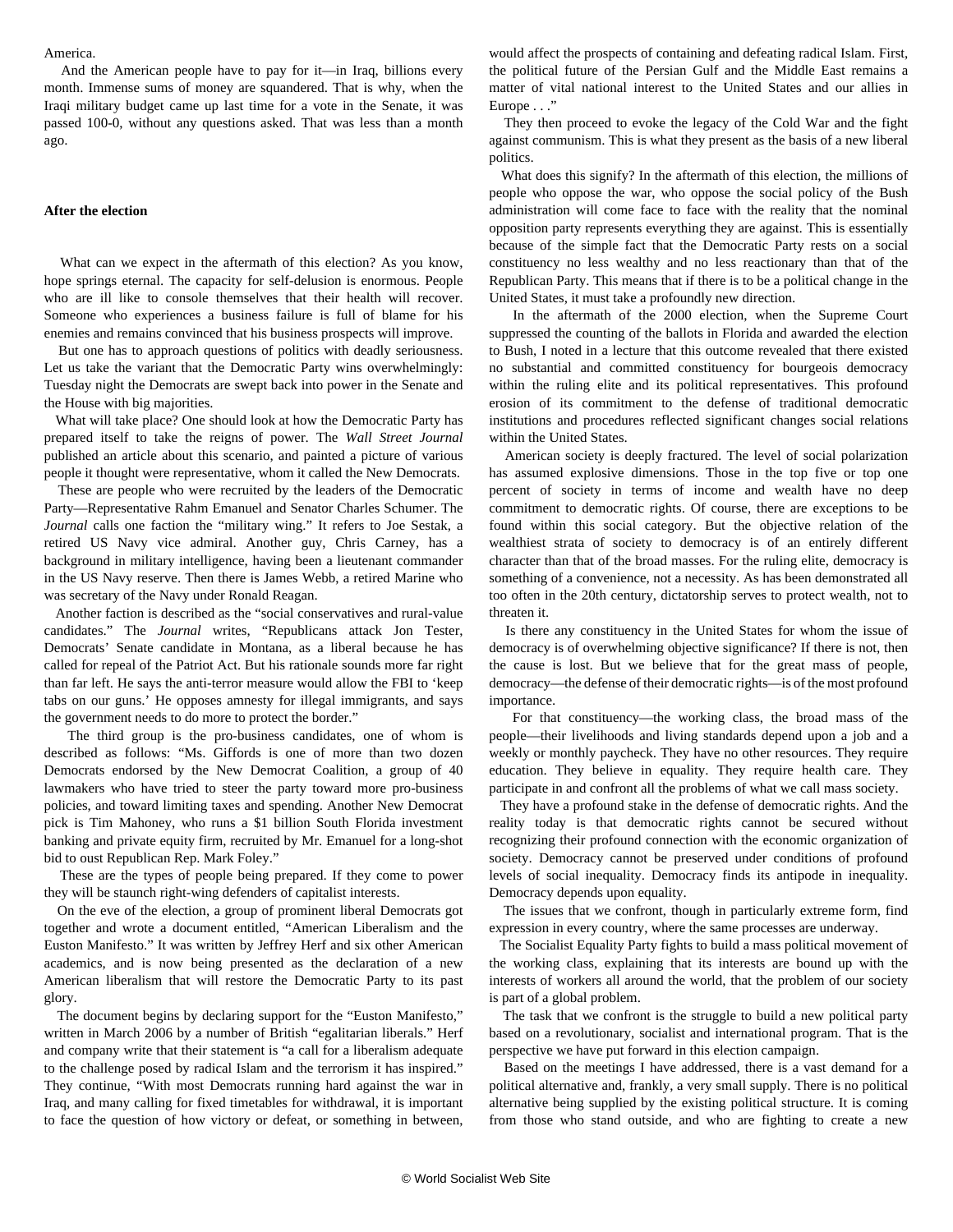America.

And the American people have to pay for it—in Iraq, billions every month. Immense sums of money are squandered. That is why, when the Iraqi military budget came up last time for a vote in the Senate, it was passed 100-0, without any questions asked. That was less than a month ago.

**After the election**

What can we expect in the aftermath of this election? As you know, hope springs eternal. The capacity for self-delusion is enormous. People who are ill like to console themselves that their health will recover. Someone who experiences a business failure is full of blame for his enemies and remains convinced that his business prospects will improve.

But one has to approach questions of politics with deadly seriousness. Let us take the variant that the Democratic Party wins overwhelmingly: Tuesday night the Democrats are swept back into power in the Senate and the House with big majorities.

What will take place? One should look at how the Democratic Party has prepared itself to take the reigns of power. The *Wall Street Journal* published an article about this scenario, and painted a picture of various people it thought were representative, whom it called the New Democrats.

These are people who were recruited by the leaders of the Democratic Party—Representative Rahm Emanuel and Senator Charles Schumer. The *Journal* calls one faction the "military wing." It refers to Joe Sestak, a retired US Navy vice admiral. Another guy, Chris Carney, has a background in military intelligence, having been a lieutenant commander in the US Navy reserve. Then there is James Webb, a retired Marine who was secretary of the Navy under Ronald Reagan.

Another faction is described as the "social conservatives and rural-value candidates." The *Journal* writes, "Republicans attack Jon Tester, Democrats' Senate candidate in Montana, as a liberal because he has called for repeal of the Patriot Act. But his rationale sounds more far right than far left. He says the anti-terror measure would allow the FBI to 'keep tabs on our guns.' He opposes amnesty for illegal immigrants, and says the government needs to do more to protect the border."

The third group is the pro-business candidates, one of whom is described as follows: "Ms. Giffords is one of more than two dozen Democrats endorsed by the New Democrat Coalition, a group of 40 lawmakers who have tried to steer the party toward more pro-business policies, and toward limiting taxes and spending. Another New Democrat pick is Tim Mahoney, who runs a $1 billion South Florida investment banking and private equity firm, recruited by Mr. Emanuel for a long-shot bid to oust Republican Rep. Mark Foley."

These are the types of people being prepared. If they come to power they will be staunch right-wing defenders of capitalist interests.

On the eve of the election, a group of prominent liberal Democrats got together and wrote a document entitled, "American Liberalism and the Euston Manifesto." It was written by Jeffrey Herf and six other American academics, and is now being presented as the declaration of a new American liberalism that will restore the Democratic Party to its past glory.

The document begins by declaring support for the "Euston Manifesto," written in March 2006 by a number of British "egalitarian liberals." Herf and company write that their statement is "a call for a liberalism adequate to the challenge posed by radical Islam and the terrorism it has inspired." They continue, "With most Democrats running hard against the war in Iraq, and many calling for fixed timetables for withdrawal, it is important to face the question of how victory or defeat, or something in between, would affect the prospects of containing and defeating radical Islam. First, the political future of the Persian Gulf and the Middle East remains a matter of vital national interest to the United States and our allies in Europe . . ."

They then proceed to evoke the legacy of the Cold War and the fight against communism. This is what they present as the basis of a new liberal politics.

What does this signify? In the aftermath of this election, the millions of people who oppose the war, who oppose the social policy of the Bush administration will come face to face with the reality that the nominal opposition party represents everything they are against. This is essentially because of the simple fact that the Democratic Party rests on a social constituency no less wealthy and no less reactionary than that of the Republican Party. This means that if there is to be a political change in the United States, it must take a profoundly new direction.

In the aftermath of the 2000 election, when the Supreme Court suppressed the counting of the ballots in Florida and awarded the election to Bush, I noted in a lecture that this outcome revealed that there existed no substantial and committed constituency for bourgeois democracy within the ruling elite and its political representatives. This profound erosion of its commitment to the defense of traditional democratic institutions and procedures reflected significant changes social relations within the United States.

American society is deeply fractured. The level of social polarization has assumed explosive dimensions. Those in the top five or top one percent of society in terms of income and wealth have no deep commitment to democratic rights. Of course, there are exceptions to be found within this social category. But the objective relation of the wealthiest strata of society to democracy is of an entirely different character than that of the broad masses. For the ruling elite, democracy is something of a convenience, not a necessity. As has been demonstrated all too often in the 20th century, dictatorship serves to protect wealth, not to threaten it.

Is there any constituency in the United States for whom the issue of democracy is of overwhelming objective significance? If there is not, then the cause is lost. But we believe that for the great mass of people, democracy—the defense of their democratic rights—is of the most profound importance.

For that constituency—the working class, the broad mass of the people—their livelihoods and living standards depend upon a job and a weekly or monthly paycheck. They have no other resources. They require education. They believe in equality. They require health care. They participate in and confront all the problems of what we call mass society.

They have a profound stake in the defense of democratic rights. And the reality today is that democratic rights cannot be secured without recognizing their profound connection with the economic organization of society. Democracy cannot be preserved under conditions of profound levels of social inequality. Democracy finds its antipode in inequality. Democracy depends upon equality.

The issues that we confront, though in particularly extreme form, find expression in every country, where the same processes are underway.

The Socialist Equality Party fights to build a mass political movement of the working class, explaining that its interests are bound up with the interests of workers all around the world, that the problem of our society is part of a global problem.

The task that we confront is the struggle to build a new political party based on a revolutionary, socialist and international program. That is the perspective we have put forward in this election campaign.

Based on the meetings I have addressed, there is a vast demand for a political alternative and, frankly, a very small supply. There is no political alternative being supplied by the existing political structure. It is coming from those who stand outside, and who are fighting to create a new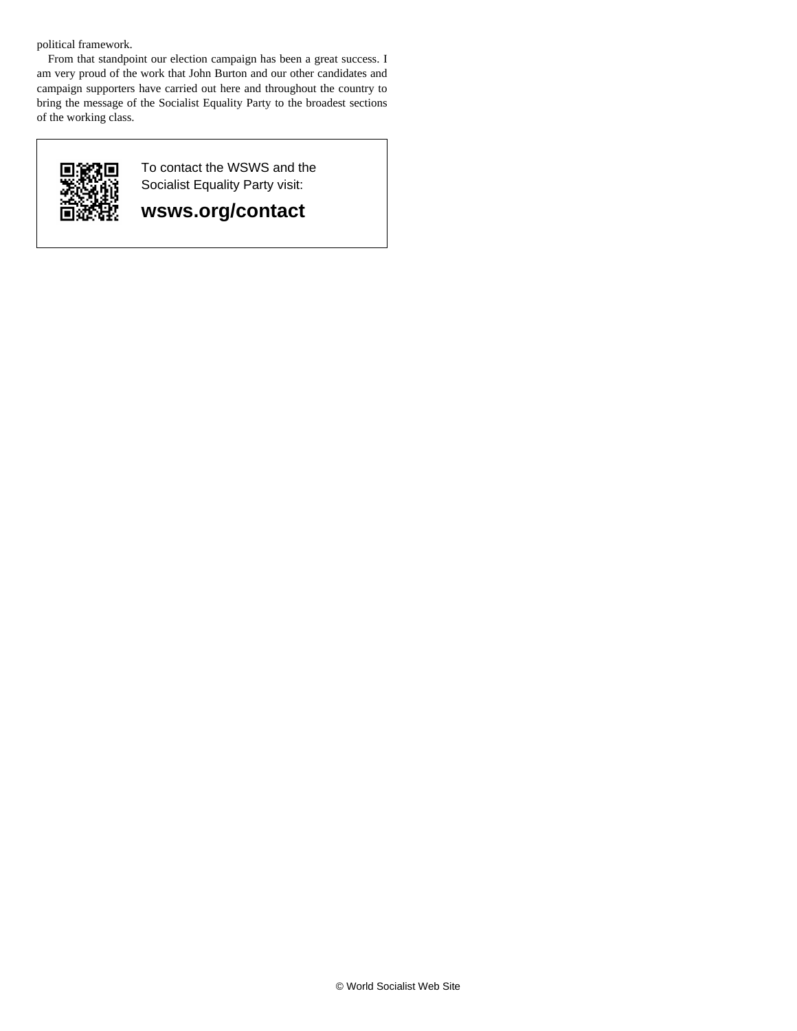political framework.

From that standpoint our election campaign has been a great success. I am very proud of the work that John Burton and our other candidates and campaign supporters have carried out here and throughout the country to bring the message of the Socialist Equality Party to the broadest sections of the working class.

To contact the WSWS and the Socialist Equality Party visit:

**wsws.org/contact**